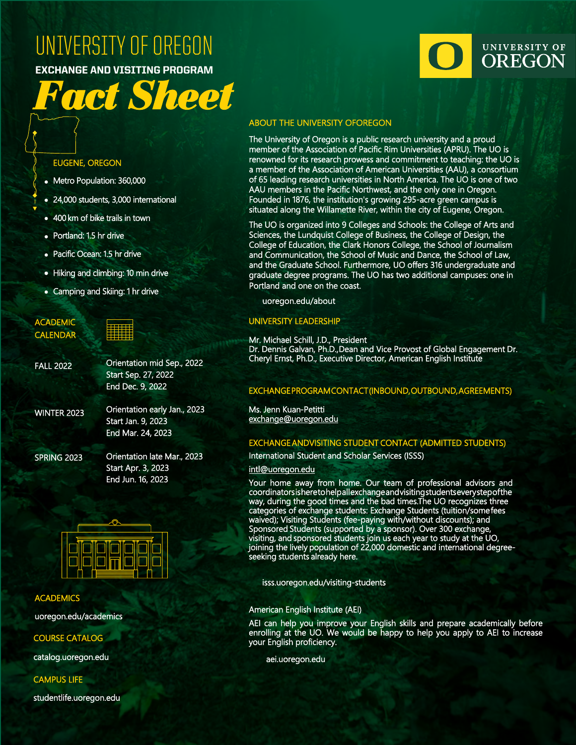# UNIVERSITY OF OREGON

## EXCHANGE AND VISITING PROGRAM

# *Fact Sheet*

UNIVERSITY OF OREGON

### EUGENE, OREGON

- Metro Population: 360,000
- 24,000 students, 3,000 international
- 400 km of bike trails in town
- Portland: 1.5 hr drive
- Pacific Ocean: 1.5 hr drive
- Hiking and climbing: 10 min drive
- Camping and Skiing: 1 hr drive

### ACADEMIC CALENDAR

| | |
|---|---|
| FALL 2022 | Orientation mid Sep., 2022<br>Start Sep. 27, 2022<br>End Dec. 9, 2022 |
| WINTER 2023 | Orientation early Jan., 2023<br>Start Jan. 9, 2023<br>End Mar. 24, 2023 |
| SPRING 2023 | Orientation late Mar., 2023<br>Start Apr. 3, 2023<br>End Jun. 16, 2023 |

### ACADEMICS

uoregon.edu/academics

### COURSE CATALOG

catalog.uoregon.edu

### CAMPUS LIFE

studentlife.uoregon.edu

### ABOUT THE UNIVERSITY OFOREGON

The University of Oregon is a public research university and a proud member of the Association of Pacific Rim Universities (APRU). The UO is renowned for its research prowess and commitment to teaching: the UO is a member of the Association of American Universities (AAU), a consortium of 65 leading research universities in North America. The UO is one of two AAU members in the Pacific Northwest, and the only one in Oregon. Founded in 1876, the institution's growing 295-acre green campus is situated along the Willamette River, within the city of Eugene, Oregon.

The UO is organized into 9 Colleges and Schools: the College of Arts and Sciences, the Lundquist College of Business, the College of Design, the College of Education, the Clark Honors College, the School of Journalism and Communication, the School of Music and Dance, the School of Law, and the Graduate School. Furthermore, UO offers 316 undergraduate and graduate degree programs. The UO has two additional campuses: one in Portland and one on the coast.

uoregon.edu/about

### UNIVERSITY LEADERSHIP

Mr. Michael Schill, J.D., President
Dr. Dennis Galvan, Ph.D.,Dean and Vice Provost of Global Engagement Dr. Cheryl Ernst, Ph.D., Executive Director, American English Institute

### EXCHANGEPROGRAMCONTACT(INBOUND,OUTBOUND,AGREEMENTS)

Ms. Jenn Kuan-Petitti
exchange@uoregon.edu

### EXCHANGE ANDVISITING STUDENT CONTACT (ADMITTED STUDENTS)

International Student and Scholar Services (ISSS)

intl@uoregon.edu

Your home away from home. Our team of professional advisors and coordinatorsisheretohelpallexchangeandvisitingstudentseverystepofthe way, during the good times and the bad times.The UO recognizes three categories of exchange students: Exchange Students (tuition/some fees waived); Visiting Students (fee-paying with/without discounts); and Sponsored Students (supported by a sponsor). Over 300 exchange, visiting, and sponsored students join us each year to study at the UO, joining the lively population of 22,000 domestic and international degree-seeking students already here.

isss.uoregon.edu/visiting-students

American English Institute (AEI)

AEI can help you improve your English skills and prepare academically before enrolling at the UO. We would be happy to help you apply to AEI to increase your English proficiency.

aei.uoregon.edu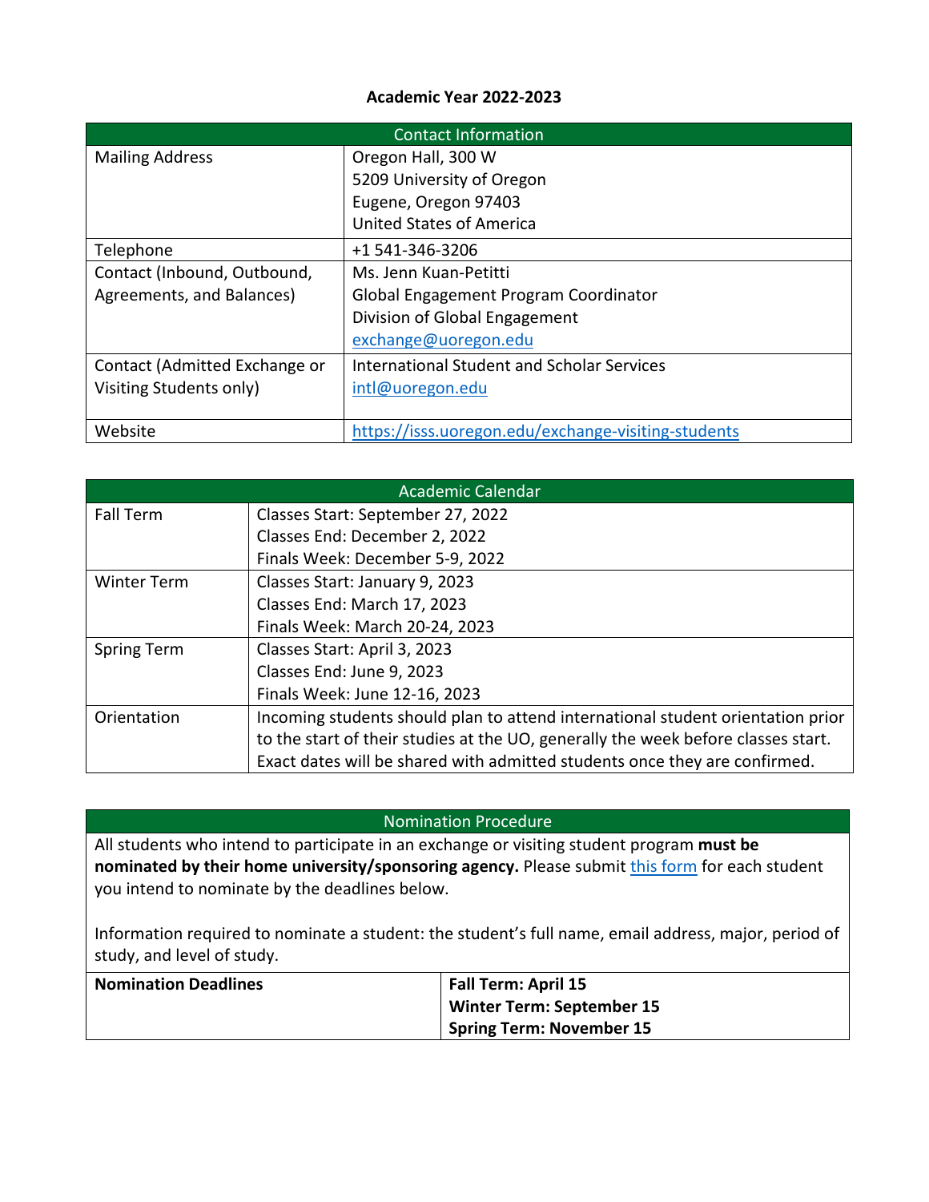# Academic Year 2022-2023

| Contact Information | |
|---|---|
| Mailing Address | Oregon Hall, 300 W<br>5209 University of Oregon<br>Eugene, Oregon 97403<br>United States of America |
| Telephone | +1 541-346-3206 |
| Contact (Inbound, Outbound, Agreements, and Balances) | Ms. Jenn Kuan-Petitti<br>Global Engagement Program Coordinator<br>Division of Global Engagement<br>exchange@uoregon.edu |
| Contact (Admitted Exchange or Visiting Students only) | International Student and Scholar Services<br>intl@uoregon.edu |
| Website | https://isss.uoregon.edu/exchange-visiting-students |

| Academic Calendar | |
|---|---|
| Fall Term | Classes Start: September 27, 2022<br>Classes End: December 2, 2022<br>Finals Week: December 5-9, 2022 |
| Winter Term | Classes Start: January 9, 2023<br>Classes End: March 17, 2023<br>Finals Week: March 20-24, 2023 |
| Spring Term | Classes Start: April 3, 2023<br>Classes End: June 9, 2023<br>Finals Week: June 12-16, 2023 |
| Orientation | Incoming students should plan to attend international student orientation prior to the start of their studies at the UO, generally the week before classes start. Exact dates will be shared with admitted students once they are confirmed. |

## Nomination Procedure

All students who intend to participate in an exchange or visiting student program **must be nominated by their home university/sponsoring agency.** Please submit this form for each student you intend to nominate by the deadlines below.

Information required to nominate a student: the student's full name, email address, major, period of study, and level of study.

| **Nomination Deadlines** | **Fall Term: April 15**<br>**Winter Term: September 15**<br>**Spring Term: November 15** |
|---|---|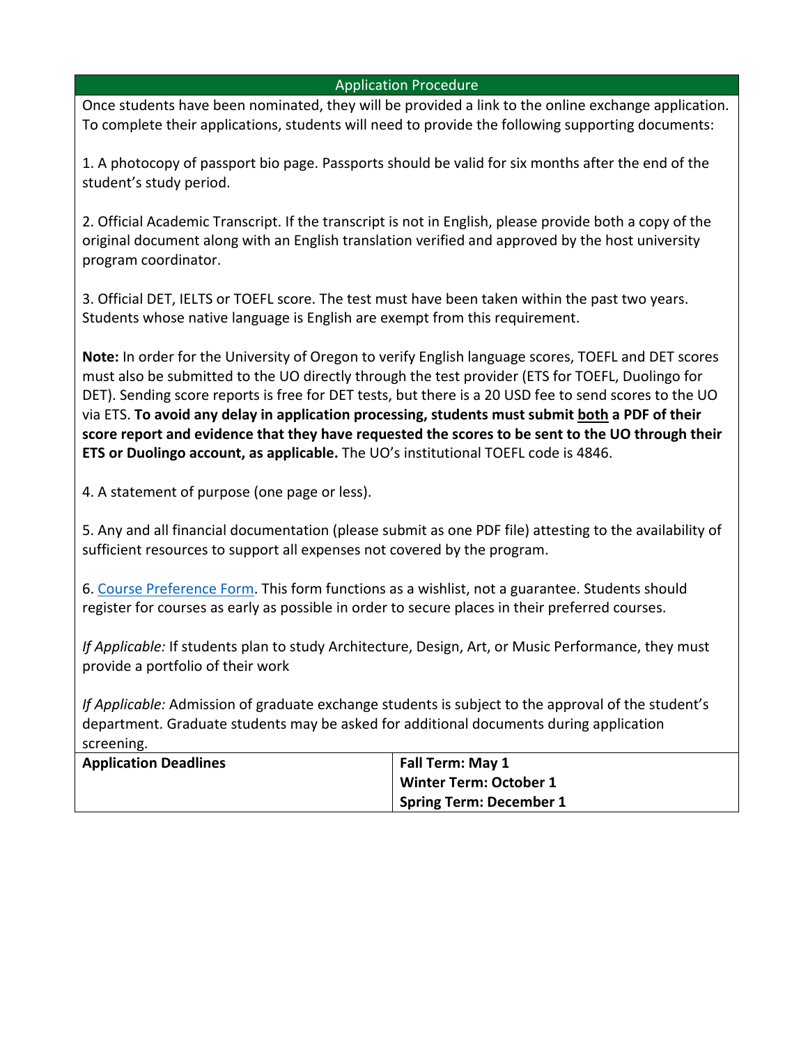## Application Procedure

Once students have been nominated, they will be provided a link to the online exchange application. To complete their applications, students will need to provide the following supporting documents:

1. A photocopy of passport bio page. Passports should be valid for six months after the end of the student's study period.

2. Official Academic Transcript. If the transcript is not in English, please provide both a copy of the original document along with an English translation verified and approved by the host university program coordinator.

3. Official DET, IELTS or TOEFL score. The test must have been taken within the past two years. Students whose native language is English are exempt from this requirement.

**Note:** In order for the University of Oregon to verify English language scores, TOEFL and DET scores must also be submitted to the UO directly through the test provider (ETS for TOEFL, Duolingo for DET). Sending score reports is free for DET tests, but there is a 20 USD fee to send scores to the UO via ETS. **To avoid any delay in application processing, students must submit both a PDF of their score report and evidence that they have requested the scores to be sent to the UO through their ETS or Duolingo account, as applicable.** The UO's institutional TOEFL code is 4846.

4. A statement of purpose (one page or less).

5. Any and all financial documentation (please submit as one PDF file) attesting to the availability of sufficient resources to support all expenses not covered by the program.

6. Course Preference Form. This form functions as a wishlist, not a guarantee. Students should register for courses as early as possible in order to secure places in their preferred courses.

*If Applicable:* If students plan to study Architecture, Design, Art, or Music Performance, they must provide a portfolio of their work

*If Applicable:* Admission of graduate exchange students is subject to the approval of the student's department. Graduate students may be asked for additional documents during application screening.

| **Application Deadlines** | **Fall Term: May 1**<br>**Winter Term: October 1**<br>**Spring Term: December 1** |
|---|---|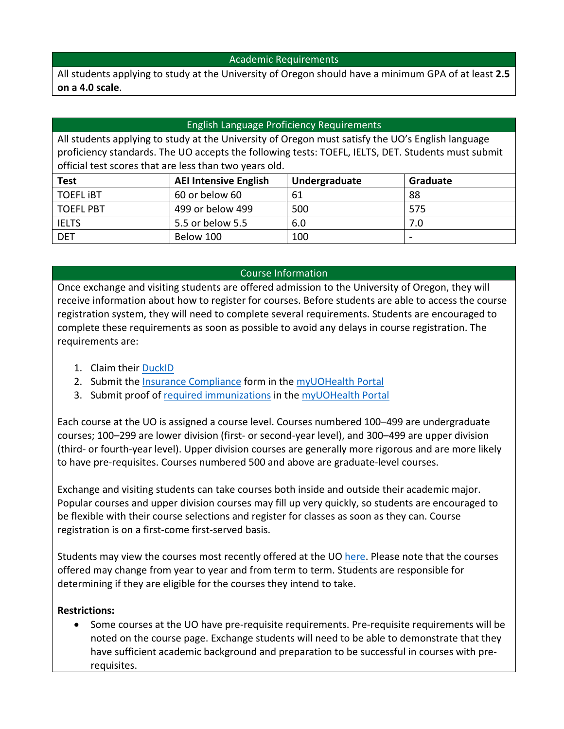## Academic Requirements

All students applying to study at the University of Oregon should have a minimum GPA of at least **2.5 on a 4.0 scale**.

## English Language Proficiency Requirements

All students applying to study at the University of Oregon must satisfy the UO's English language proficiency standards. The UO accepts the following tests: TOEFL, IELTS, DET. Students must submit official test scores that are less than two years old.

| Test | AEI Intensive English | Undergraduate | Graduate |
|---|---|---|---|
| TOEFL iBT | 60 or below 60 | 61 | 88 |
| TOEFL PBT | 499 or below 499 | 500 | 575 |
| IELTS | 5.5 or below 5.5 | 6.0 | 7.0 |
| DET | Below 100 | 100 | - |

## Course Information

Once exchange and visiting students are offered admission to the University of Oregon, they will receive information about how to register for courses. Before students are able to access the course registration system, they will need to complete several requirements. Students are encouraged to complete these requirements as soon as possible to avoid any delays in course registration. The requirements are:

1. Claim their DuckID
2. Submit the Insurance Compliance form in the myUOHealth Portal
3. Submit proof of required immunizations in the myUOHealth Portal

Each course at the UO is assigned a course level. Courses numbered 100–499 are undergraduate courses; 100–299 are lower division (first- or second-year level), and 300–499 are upper division (third- or fourth-year level). Upper division courses are generally more rigorous and are more likely to have pre-requisites. Courses numbered 500 and above are graduate-level courses.

Exchange and visiting students can take courses both inside and outside their academic major. Popular courses and upper division courses may fill up very quickly, so students are encouraged to be flexible with their course selections and register for classes as soon as they can. Course registration is on a first-come first-served basis.

Students may view the courses most recently offered at the UO here. Please note that the courses offered may change from year to year and from term to term. Students are responsible for determining if they are eligible for the courses they intend to take.

**Restrictions:**

- Some courses at the UO have pre-requisite requirements. Pre-requisite requirements will be noted on the course page. Exchange students will need to be able to demonstrate that they have sufficient academic background and preparation to be successful in courses with pre-requisites.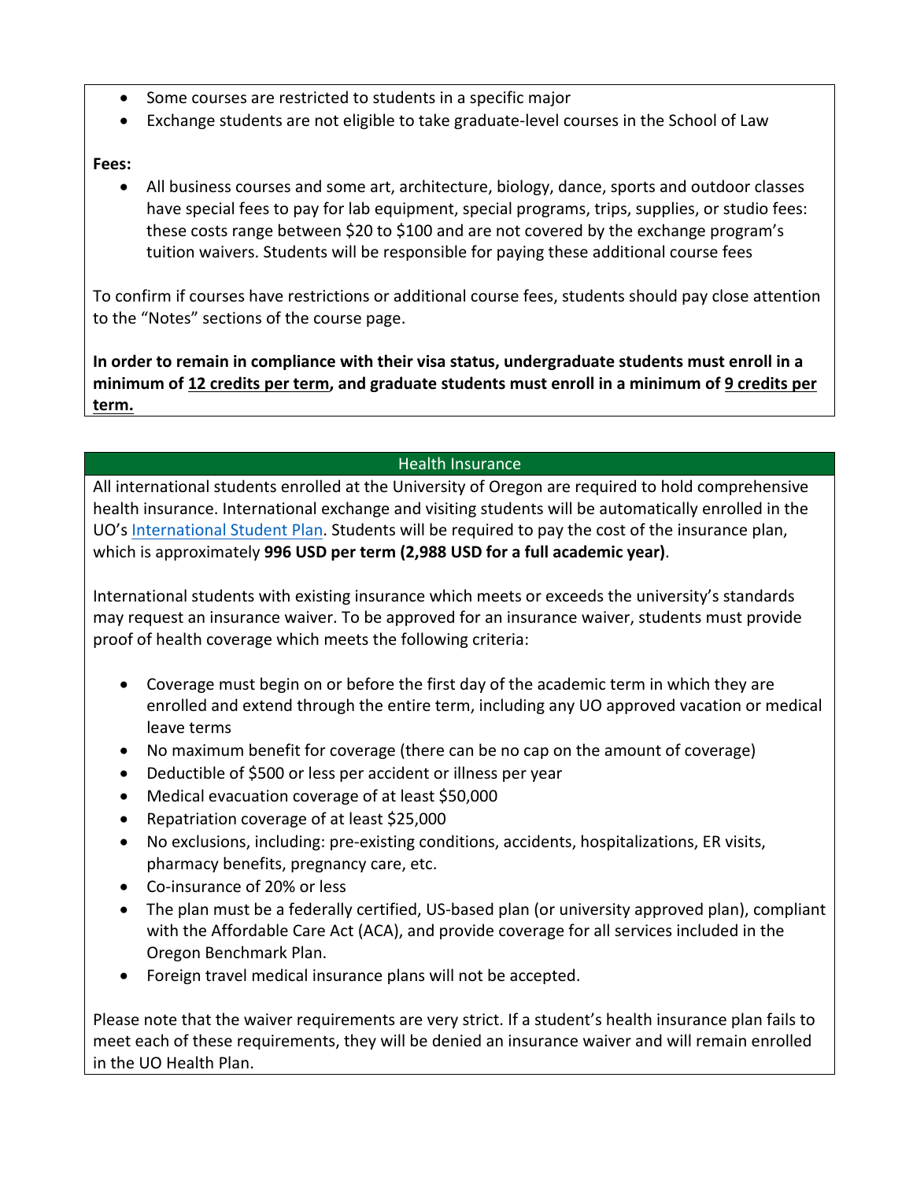- Some courses are restricted to students in a specific major
- Exchange students are not eligible to take graduate-level courses in the School of Law

**Fees:**

- All business courses and some art, architecture, biology, dance, sports and outdoor classes have special fees to pay for lab equipment, special programs, trips, supplies, or studio fees: these costs range between $20 to $100 and are not covered by the exchange program's tuition waivers. Students will be responsible for paying these additional course fees

To confirm if courses have restrictions or additional course fees, students should pay close attention to the "Notes" sections of the course page.

**In order to remain in compliance with their visa status, undergraduate students must enroll in a minimum of <u>12 credits per term</u>, and graduate students must enroll in a minimum of <u>9 credits per term.</u>**

## Health Insurance

All international students enrolled at the University of Oregon are required to hold comprehensive health insurance. International exchange and visiting students will be automatically enrolled in the UO's International Student Plan. Students will be required to pay the cost of the insurance plan, which is approximately **996 USD per term (2,988 USD for a full academic year)**.

International students with existing insurance which meets or exceeds the university's standards may request an insurance waiver. To be approved for an insurance waiver, students must provide proof of health coverage which meets the following criteria:

- Coverage must begin on or before the first day of the academic term in which they are enrolled and extend through the entire term, including any UO approved vacation or medical leave terms
- No maximum benefit for coverage (there can be no cap on the amount of coverage)
- Deductible of $500 or less per accident or illness per year
- Medical evacuation coverage of at least $50,000
- Repatriation coverage of at least $25,000
- No exclusions, including: pre-existing conditions, accidents, hospitalizations, ER visits, pharmacy benefits, pregnancy care, etc.
- Co-insurance of 20% or less
- The plan must be a federally certified, US-based plan (or university approved plan), compliant with the Affordable Care Act (ACA), and provide coverage for all services included in the Oregon Benchmark Plan.
- Foreign travel medical insurance plans will not be accepted.

Please note that the waiver requirements are very strict. If a student's health insurance plan fails to meet each of these requirements, they will be denied an insurance waiver and will remain enrolled in the UO Health Plan.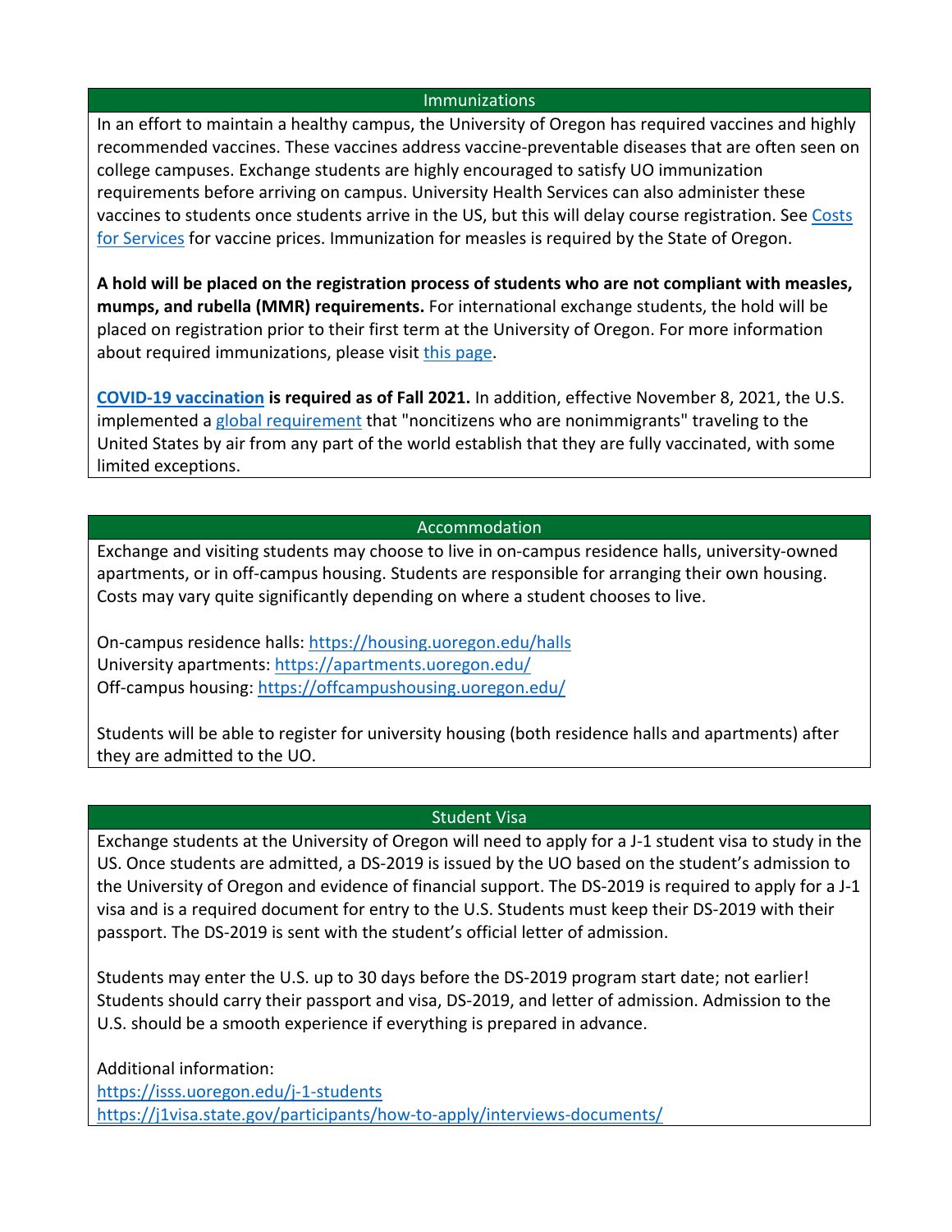## Immunizations

In an effort to maintain a healthy campus, the University of Oregon has required vaccines and highly recommended vaccines. These vaccines address vaccine-preventable diseases that are often seen on college campuses. Exchange students are highly encouraged to satisfy UO immunization requirements before arriving on campus. University Health Services can also administer these vaccines to students once students arrive in the US, but this will delay course registration. See [Costs for Services]() for vaccine prices. Immunization for measles is required by the State of Oregon.

**A hold will be placed on the registration process of students who are not compliant with measles, mumps, and rubella (MMR) requirements.** For international exchange students, the hold will be placed on registration prior to their first term at the University of Oregon. For more information about required immunizations, please visit [this page]().

**[COVID-19 vaccination]() is required as of Fall 2021.** In addition, effective November 8, 2021, the U.S. implemented a [global requirement]() that "noncitizens who are nonimmigrants" traveling to the United States by air from any part of the world establish that they are fully vaccinated, with some limited exceptions.

## Accommodation

Exchange and visiting students may choose to live in on-campus residence halls, university-owned apartments, or in off-campus housing. Students are responsible for arranging their own housing. Costs may vary quite significantly depending on where a student chooses to live.

On-campus residence halls: https://housing.uoregon.edu/halls
University apartments: https://apartments.uoregon.edu/
Off-campus housing: https://offcampushousing.uoregon.edu/

Students will be able to register for university housing (both residence halls and apartments) after they are admitted to the UO.

## Student Visa

Exchange students at the University of Oregon will need to apply for a J-1 student visa to study in the US. Once students are admitted, a DS-2019 is issued by the UO based on the student's admission to the University of Oregon and evidence of financial support. The DS-2019 is required to apply for a J-1 visa and is a required document for entry to the U.S. Students must keep their DS-2019 with their passport. The DS-2019 is sent with the student's official letter of admission.

Students may enter the U.S. up to 30 days before the DS-2019 program start date; not earlier! Students should carry their passport and visa, DS-2019, and letter of admission. Admission to the U.S. should be a smooth experience if everything is prepared in advance.

Additional information:
https://isss.uoregon.edu/j-1-students
https://j1visa.state.gov/participants/how-to-apply/interviews-documents/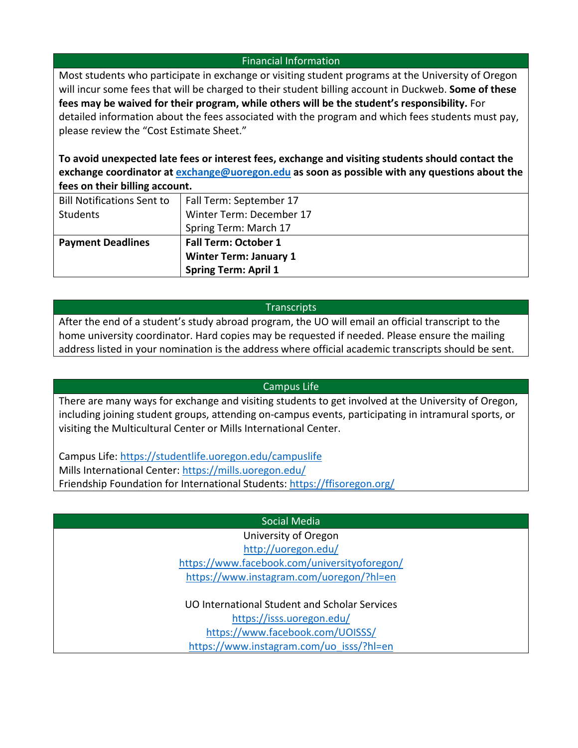## Financial Information

Most students who participate in exchange or visiting student programs at the University of Oregon will incur some fees that will be charged to their student billing account in Duckweb. **Some of these fees may be waived for their program, while others will be the student's responsibility.** For detailed information about the fees associated with the program and which fees students must pay, please review the "Cost Estimate Sheet."

**To avoid unexpected late fees or interest fees, exchange and visiting students should contact the exchange coordinator at [exchange@uoregon.edu](mailto:exchange@uoregon.edu) as soon as possible with any questions about the fees on their billing account.**

| | |
|---|---|
| Bill Notifications Sent to Students | Fall Term: September 17<br>Winter Term: December 17<br>Spring Term: March 17 |
| **Payment Deadlines** | **Fall Term: October 1**<br>**Winter Term: January 1**<br>**Spring Term: April 1** |

## Transcripts

After the end of a student's study abroad program, the UO will email an official transcript to the home university coordinator. Hard copies may be requested if needed. Please ensure the mailing address listed in your nomination is the address where official academic transcripts should be sent.

## Campus Life

There are many ways for exchange and visiting students to get involved at the University of Oregon, including joining student groups, attending on-campus events, participating in intramural sports, or visiting the Multicultural Center or Mills International Center.

Campus Life: https://studentlife.uoregon.edu/campuslife
Mills International Center: https://mills.uoregon.edu/
Friendship Foundation for International Students: https://ffisoregon.org/

## Social Media

University of Oregon
http://uoregon.edu/
https://www.facebook.com/universityoforegon/
https://www.instagram.com/uoregon/?hl=en

UO International Student and Scholar Services
https://isss.uoregon.edu/
https://www.facebook.com/UOISSS/
https://www.instagram.com/uo_isss/?hl=en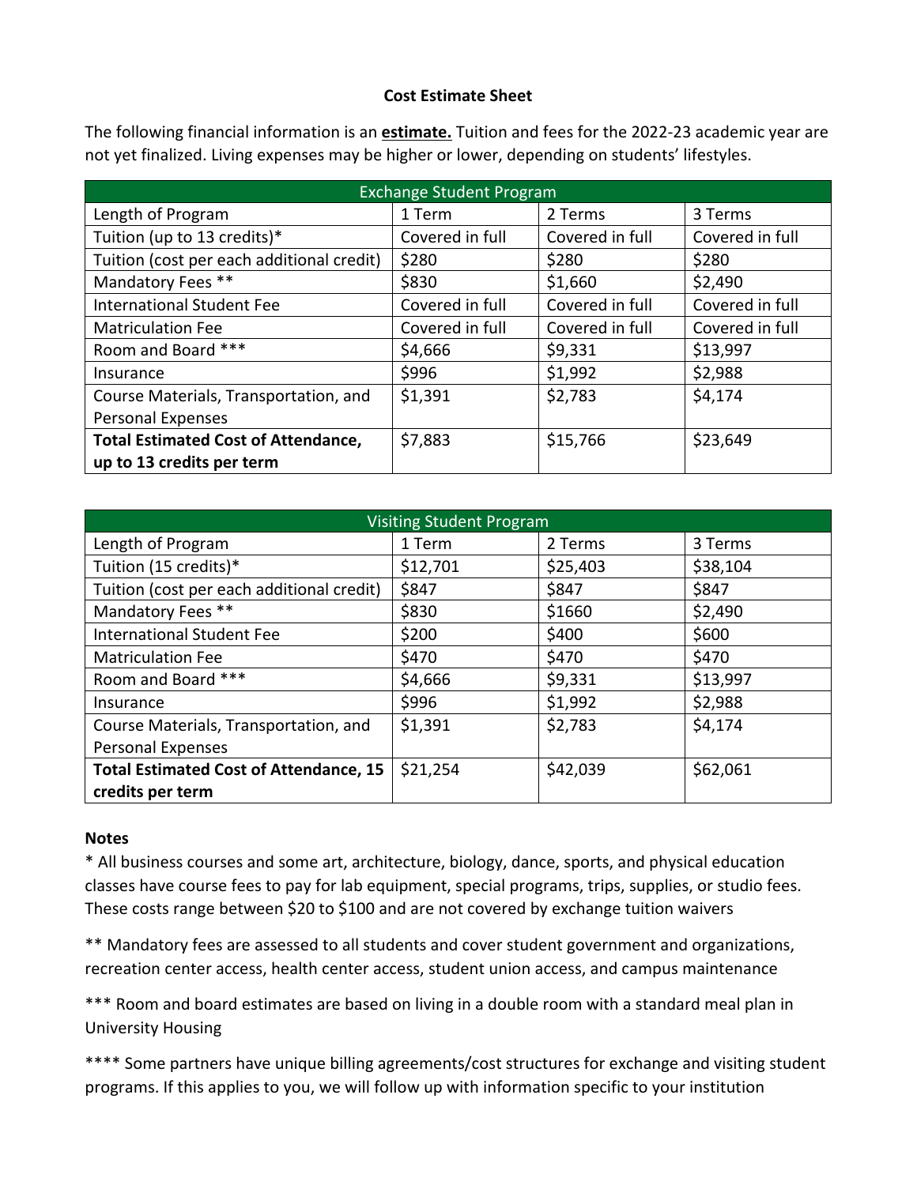**Cost Estimate Sheet**

The following financial information is an **estimate.** Tuition and fees for the 2022-23 academic year are not yet finalized. Living expenses may be higher or lower, depending on students' lifestyles.

| Exchange Student Program | | | |
|---|---|---|---|
| Length of Program | 1 Term | 2 Terms | 3 Terms |
| Tuition (up to 13 credits)* | Covered in full | Covered in full | Covered in full |
| Tuition (cost per each additional credit) | $280 | $280 | $280 |
| Mandatory Fees ** | $830 | $1,660 | $2,490 |
| International Student Fee | Covered in full | Covered in full | Covered in full |
| Matriculation Fee | Covered in full | Covered in full | Covered in full |
| Room and Board *** | $4,666 | $9,331 | $13,997 |
| Insurance | $996 | $1,992 | $2,988 |
| Course Materials, Transportation, and Personal Expenses | $1,391 | $2,783 | $4,174 |
| **Total Estimated Cost of Attendance, up to 13 credits per term** | $7,883 | $15,766 | $23,649 |

| Visiting Student Program | | | |
|---|---|---|---|
| Length of Program | 1 Term | 2 Terms | 3 Terms |
| Tuition (15 credits)* | $12,701 | $25,403 | $38,104 |
| Tuition (cost per each additional credit) | $847 | $847 | $847 |
| Mandatory Fees ** | $830 | $1660 | $2,490 |
| International Student Fee | $200 | $400 | $600 |
| Matriculation Fee | $470 | $470 | $470 |
| Room and Board *** | $4,666 | $9,331 | $13,997 |
| Insurance | $996 | $1,992 | $2,988 |
| Course Materials, Transportation, and Personal Expenses | $1,391 | $2,783 | $4,174 |
| **Total Estimated Cost of Attendance, 15 credits per term** | $21,254 | $42,039 | $62,061 |

**Notes**

* All business courses and some art, architecture, biology, dance, sports, and physical education classes have course fees to pay for lab equipment, special programs, trips, supplies, or studio fees. These costs range between $20 to $100 and are not covered by exchange tuition waivers

** Mandatory fees are assessed to all students and cover student government and organizations, recreation center access, health center access, student union access, and campus maintenance

*** Room and board estimates are based on living in a double room with a standard meal plan in University Housing

**** Some partners have unique billing agreements/cost structures for exchange and visiting student programs. If this applies to you, we will follow up with information specific to your institution